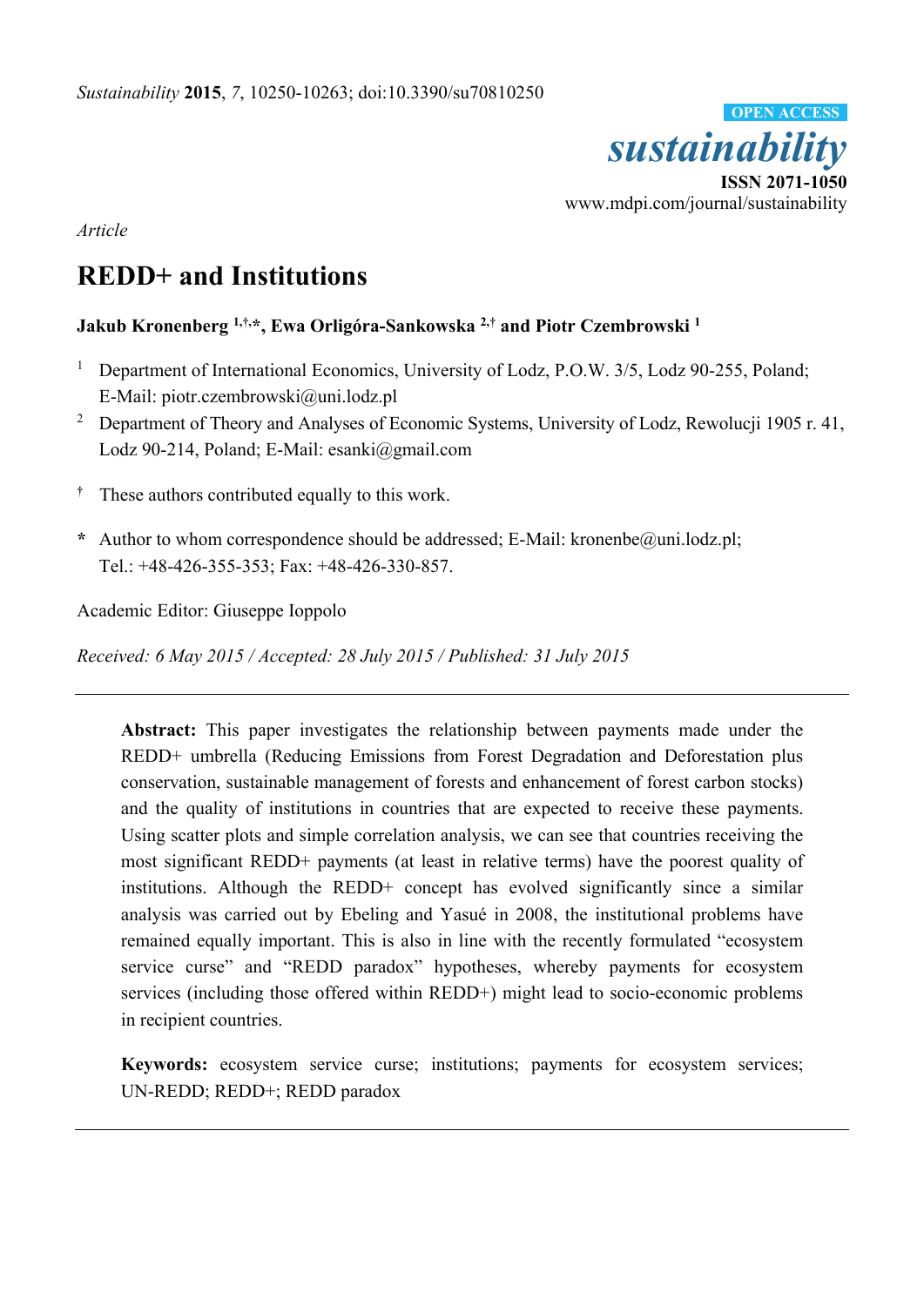*Sustainability* **2015**, *7*, 10250-10263; doi:10.3390/su70810250

OPEN ACCESS

***sustainability***

**ISSN 2071-1050**

www.mdpi.com/journal/sustainability

*Article*

# REDD+ and Institutions

**Jakub Kronenberg [1,†,*], Ewa Orligóra-Sankowska [2,†] and Piotr Czembrowski [1]**

[1] Department of International Economics, University of Lodz, P.O.W. 3/5, Lodz 90-255, Poland; E-Mail: piotr.czembrowski@uni.lodz.pl

[2] Department of Theory and Analyses of Economic Systems, University of Lodz, Rewolucji 1905 r. 41, Lodz 90-214, Poland; E-Mail: esanki@gmail.com

[†] These authors contributed equally to this work.

**\*** Author to whom correspondence should be addressed; E-Mail: kronenbe@uni.lodz.pl; Tel.: +48-426-355-353; Fax: +48-426-330-857.

Academic Editor: Giuseppe Ioppolo

*Received: 6 May 2015 / Accepted: 28 July 2015 / Published: 31 July 2015*

---

**Abstract:** This paper investigates the relationship between payments made under the REDD+ umbrella (Reducing Emissions from Forest Degradation and Deforestation plus conservation, sustainable management of forests and enhancement of forest carbon stocks) and the quality of institutions in countries that are expected to receive these payments. Using scatter plots and simple correlation analysis, we can see that countries receiving the most significant REDD+ payments (at least in relative terms) have the poorest quality of institutions. Although the REDD+ concept has evolved significantly since a similar analysis was carried out by Ebeling and Yasué in 2008, the institutional problems have remained equally important. This is also in line with the recently formulated "ecosystem service curse" and "REDD paradox" hypotheses, whereby payments for ecosystem services (including those offered within REDD+) might lead to socio-economic problems in recipient countries.

**Keywords:** ecosystem service curse; institutions; payments for ecosystem services; UN-REDD; REDD+; REDD paradox

---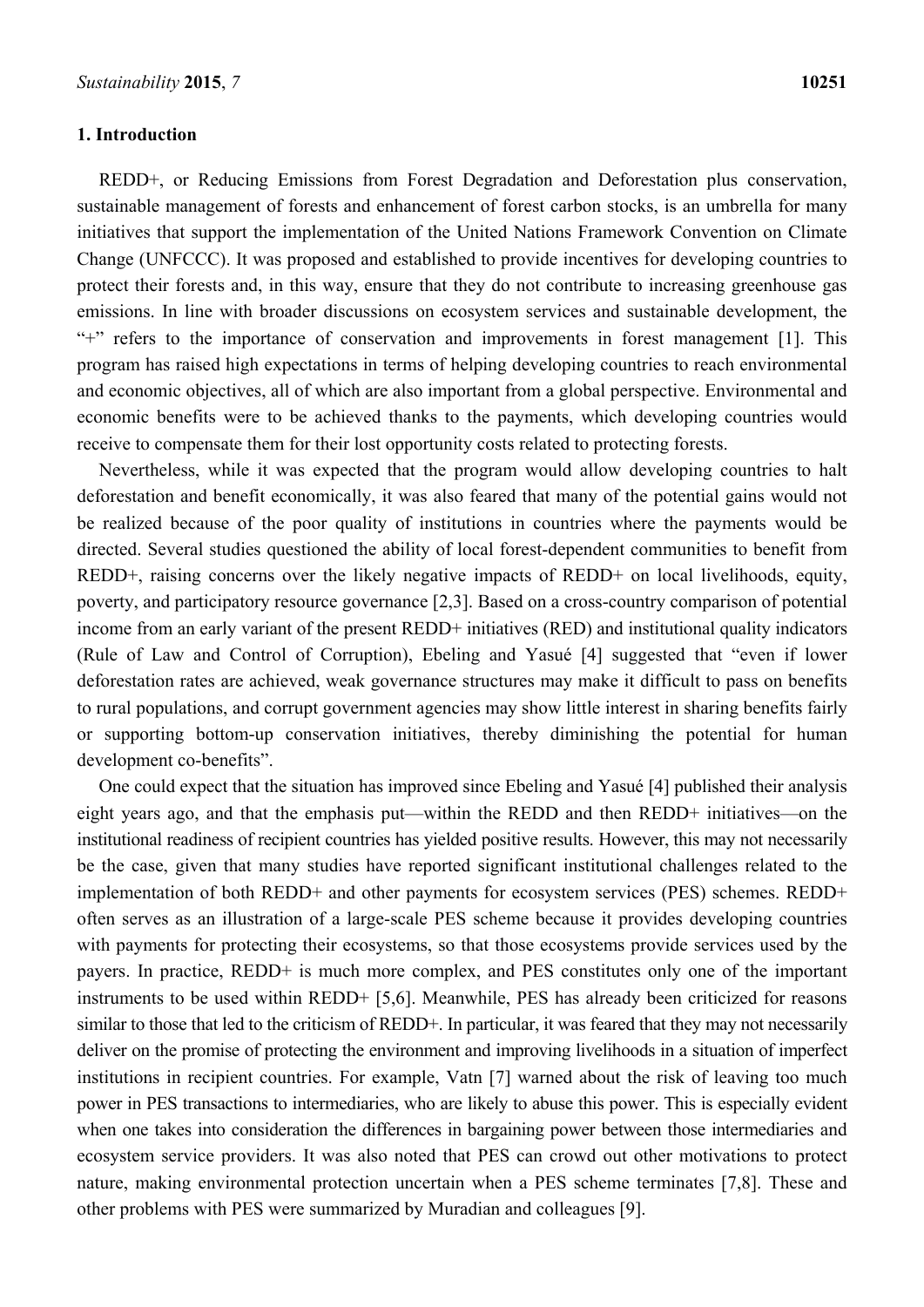## 1. Introduction

REDD+, or Reducing Emissions from Forest Degradation and Deforestation plus conservation, sustainable management of forests and enhancement of forest carbon stocks, is an umbrella for many initiatives that support the implementation of the United Nations Framework Convention on Climate Change (UNFCCC). It was proposed and established to provide incentives for developing countries to protect their forests and, in this way, ensure that they do not contribute to increasing greenhouse gas emissions. In line with broader discussions on ecosystem services and sustainable development, the "+" refers to the importance of conservation and improvements in forest management [1]. This program has raised high expectations in terms of helping developing countries to reach environmental and economic objectives, all of which are also important from a global perspective. Environmental and economic benefits were to be achieved thanks to the payments, which developing countries would receive to compensate them for their lost opportunity costs related to protecting forests.

Nevertheless, while it was expected that the program would allow developing countries to halt deforestation and benefit economically, it was also feared that many of the potential gains would not be realized because of the poor quality of institutions in countries where the payments would be directed. Several studies questioned the ability of local forest-dependent communities to benefit from REDD+, raising concerns over the likely negative impacts of REDD+ on local livelihoods, equity, poverty, and participatory resource governance [2,3]. Based on a cross-country comparison of potential income from an early variant of the present REDD+ initiatives (RED) and institutional quality indicators (Rule of Law and Control of Corruption), Ebeling and Yasué [4] suggested that "even if lower deforestation rates are achieved, weak governance structures may make it difficult to pass on benefits to rural populations, and corrupt government agencies may show little interest in sharing benefits fairly or supporting bottom-up conservation initiatives, thereby diminishing the potential for human development co-benefits".

One could expect that the situation has improved since Ebeling and Yasué [4] published their analysis eight years ago, and that the emphasis put—within the REDD and then REDD+ initiatives—on the institutional readiness of recipient countries has yielded positive results. However, this may not necessarily be the case, given that many studies have reported significant institutional challenges related to the implementation of both REDD+ and other payments for ecosystem services (PES) schemes. REDD+ often serves as an illustration of a large-scale PES scheme because it provides developing countries with payments for protecting their ecosystems, so that those ecosystems provide services used by the payers. In practice, REDD+ is much more complex, and PES constitutes only one of the important instruments to be used within REDD+ [5,6]. Meanwhile, PES has already been criticized for reasons similar to those that led to the criticism of REDD+. In particular, it was feared that they may not necessarily deliver on the promise of protecting the environment and improving livelihoods in a situation of imperfect institutions in recipient countries. For example, Vatn [7] warned about the risk of leaving too much power in PES transactions to intermediaries, who are likely to abuse this power. This is especially evident when one takes into consideration the differences in bargaining power between those intermediaries and ecosystem service providers. It was also noted that PES can crowd out other motivations to protect nature, making environmental protection uncertain when a PES scheme terminates [7,8]. These and other problems with PES were summarized by Muradian and colleagues [9].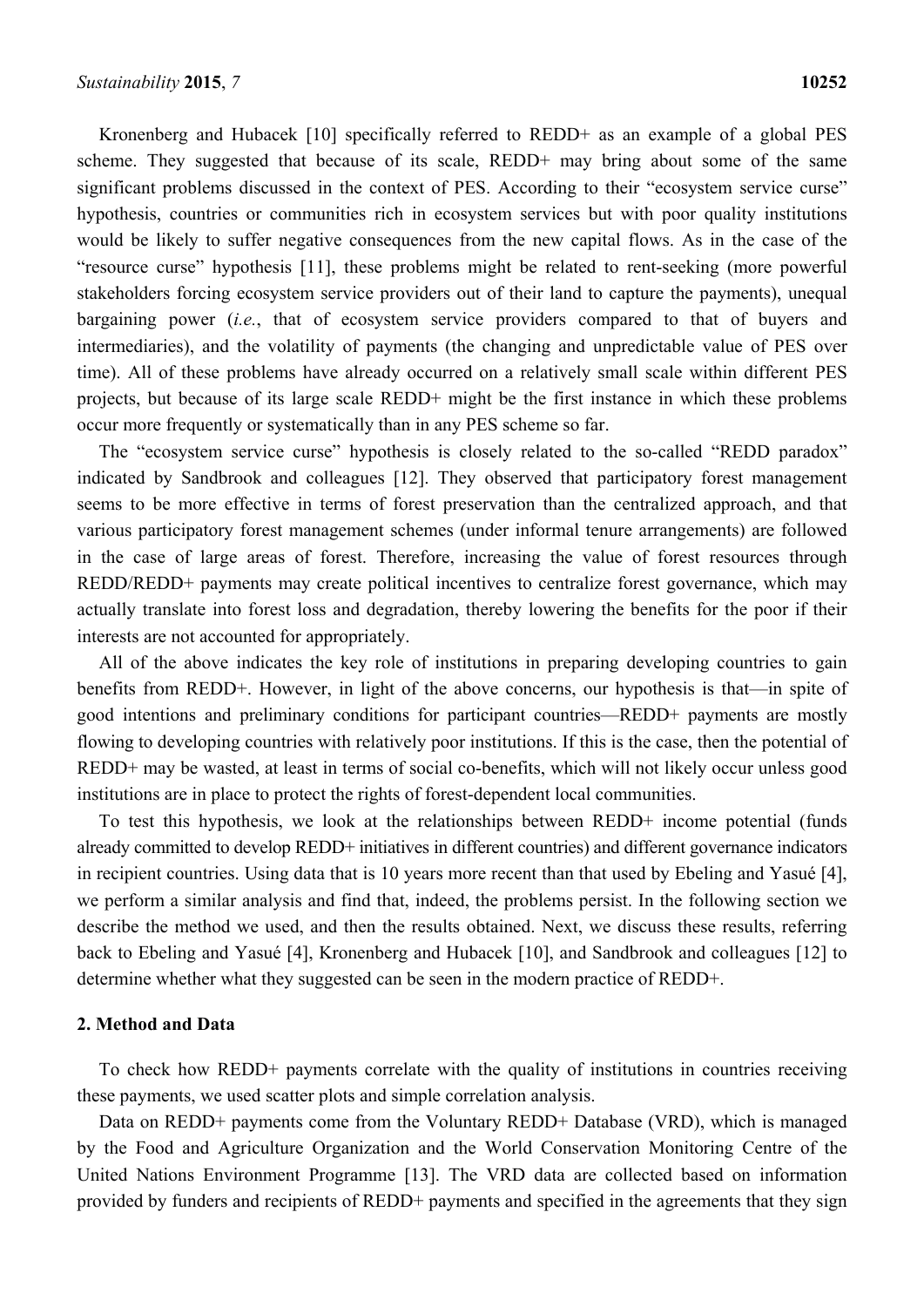Kronenberg and Hubacek [10] specifically referred to REDD+ as an example of a global PES scheme. They suggested that because of its scale, REDD+ may bring about some of the same significant problems discussed in the context of PES. According to their "ecosystem service curse" hypothesis, countries or communities rich in ecosystem services but with poor quality institutions would be likely to suffer negative consequences from the new capital flows. As in the case of the "resource curse" hypothesis [11], these problems might be related to rent-seeking (more powerful stakeholders forcing ecosystem service providers out of their land to capture the payments), unequal bargaining power (*i.e.*, that of ecosystem service providers compared to that of buyers and intermediaries), and the volatility of payments (the changing and unpredictable value of PES over time). All of these problems have already occurred on a relatively small scale within different PES projects, but because of its large scale REDD+ might be the first instance in which these problems occur more frequently or systematically than in any PES scheme so far.

The "ecosystem service curse" hypothesis is closely related to the so-called "REDD paradox" indicated by Sandbrook and colleagues [12]. They observed that participatory forest management seems to be more effective in terms of forest preservation than the centralized approach, and that various participatory forest management schemes (under informal tenure arrangements) are followed in the case of large areas of forest. Therefore, increasing the value of forest resources through REDD/REDD+ payments may create political incentives to centralize forest governance, which may actually translate into forest loss and degradation, thereby lowering the benefits for the poor if their interests are not accounted for appropriately.

All of the above indicates the key role of institutions in preparing developing countries to gain benefits from REDD+. However, in light of the above concerns, our hypothesis is that—in spite of good intentions and preliminary conditions for participant countries—REDD+ payments are mostly flowing to developing countries with relatively poor institutions. If this is the case, then the potential of REDD+ may be wasted, at least in terms of social co-benefits, which will not likely occur unless good institutions are in place to protect the rights of forest-dependent local communities.

To test this hypothesis, we look at the relationships between REDD+ income potential (funds already committed to develop REDD+ initiatives in different countries) and different governance indicators in recipient countries. Using data that is 10 years more recent than that used by Ebeling and Yasué [4], we perform a similar analysis and find that, indeed, the problems persist. In the following section we describe the method we used, and then the results obtained. Next, we discuss these results, referring back to Ebeling and Yasué [4], Kronenberg and Hubacek [10], and Sandbrook and colleagues [12] to determine whether what they suggested can be seen in the modern practice of REDD+.

## 2. Method and Data

To check how REDD+ payments correlate with the quality of institutions in countries receiving these payments, we used scatter plots and simple correlation analysis.

Data on REDD+ payments come from the Voluntary REDD+ Database (VRD), which is managed by the Food and Agriculture Organization and the World Conservation Monitoring Centre of the United Nations Environment Programme [13]. The VRD data are collected based on information provided by funders and recipients of REDD+ payments and specified in the agreements that they sign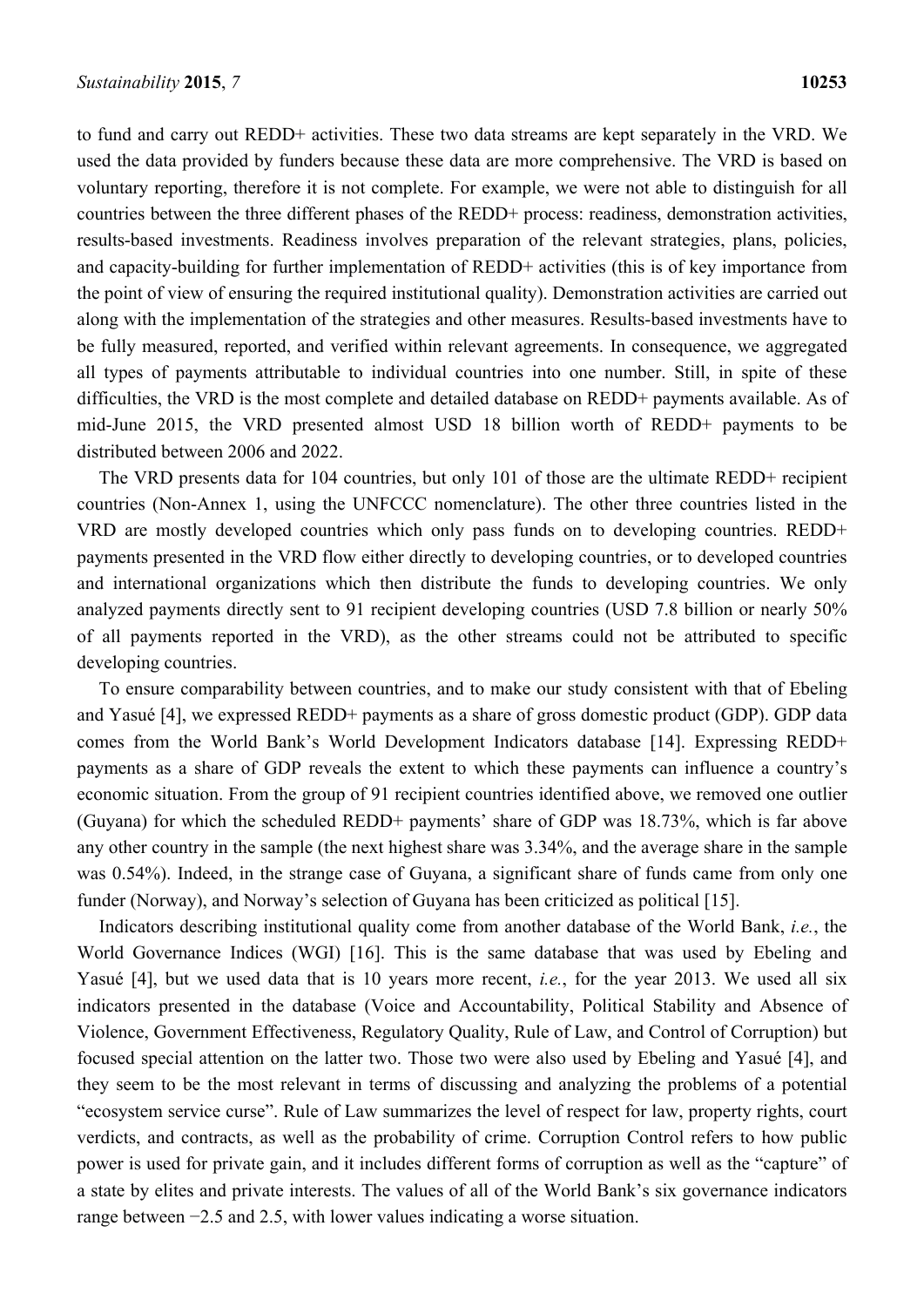to fund and carry out REDD+ activities. These two data streams are kept separately in the VRD. We used the data provided by funders because these data are more comprehensive. The VRD is based on voluntary reporting, therefore it is not complete. For example, we were not able to distinguish for all countries between the three different phases of the REDD+ process: readiness, demonstration activities, results-based investments. Readiness involves preparation of the relevant strategies, plans, policies, and capacity-building for further implementation of REDD+ activities (this is of key importance from the point of view of ensuring the required institutional quality). Demonstration activities are carried out along with the implementation of the strategies and other measures. Results-based investments have to be fully measured, reported, and verified within relevant agreements. In consequence, we aggregated all types of payments attributable to individual countries into one number. Still, in spite of these difficulties, the VRD is the most complete and detailed database on REDD+ payments available. As of mid-June 2015, the VRD presented almost USD 18 billion worth of REDD+ payments to be distributed between 2006 and 2022.

The VRD presents data for 104 countries, but only 101 of those are the ultimate REDD+ recipient countries (Non-Annex 1, using the UNFCCC nomenclature). The other three countries listed in the VRD are mostly developed countries which only pass funds on to developing countries. REDD+ payments presented in the VRD flow either directly to developing countries, or to developed countries and international organizations which then distribute the funds to developing countries. We only analyzed payments directly sent to 91 recipient developing countries (USD 7.8 billion or nearly 50% of all payments reported in the VRD), as the other streams could not be attributed to specific developing countries.

To ensure comparability between countries, and to make our study consistent with that of Ebeling and Yasué [4], we expressed REDD+ payments as a share of gross domestic product (GDP). GDP data comes from the World Bank's World Development Indicators database [14]. Expressing REDD+ payments as a share of GDP reveals the extent to which these payments can influence a country's economic situation. From the group of 91 recipient countries identified above, we removed one outlier (Guyana) for which the scheduled REDD+ payments' share of GDP was 18.73%, which is far above any other country in the sample (the next highest share was 3.34%, and the average share in the sample was 0.54%). Indeed, in the strange case of Guyana, a significant share of funds came from only one funder (Norway), and Norway's selection of Guyana has been criticized as political [15].

Indicators describing institutional quality come from another database of the World Bank, *i.e.*, the World Governance Indices (WGI) [16]. This is the same database that was used by Ebeling and Yasué [4], but we used data that is 10 years more recent, *i.e.*, for the year 2013. We used all six indicators presented in the database (Voice and Accountability, Political Stability and Absence of Violence, Government Effectiveness, Regulatory Quality, Rule of Law, and Control of Corruption) but focused special attention on the latter two. Those two were also used by Ebeling and Yasué [4], and they seem to be the most relevant in terms of discussing and analyzing the problems of a potential "ecosystem service curse". Rule of Law summarizes the level of respect for law, property rights, court verdicts, and contracts, as well as the probability of crime. Corruption Control refers to how public power is used for private gain, and it includes different forms of corruption as well as the "capture" of a state by elites and private interests. The values of all of the World Bank's six governance indicators range between −2.5 and 2.5, with lower values indicating a worse situation.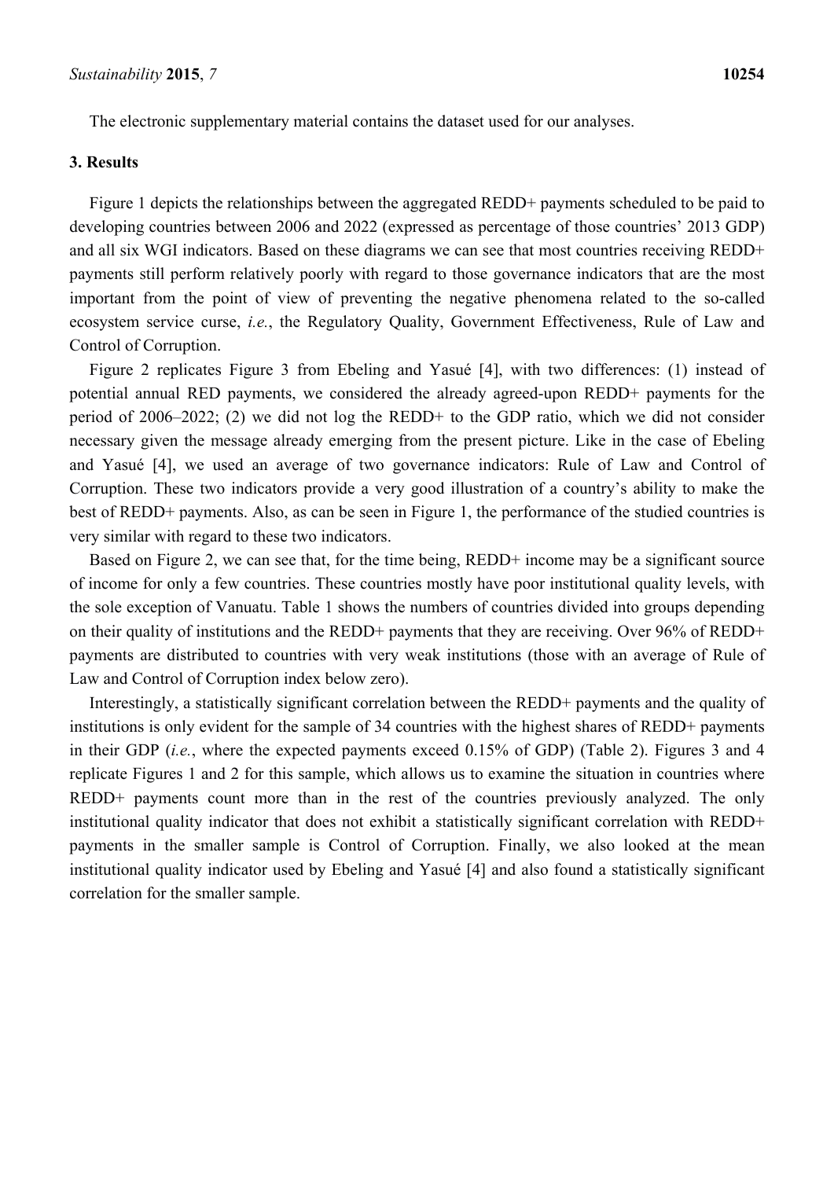The electronic supplementary material contains the dataset used for our analyses.

## 3. Results

Figure 1 depicts the relationships between the aggregated REDD+ payments scheduled to be paid to developing countries between 2006 and 2022 (expressed as percentage of those countries' 2013 GDP) and all six WGI indicators. Based on these diagrams we can see that most countries receiving REDD+ payments still perform relatively poorly with regard to those governance indicators that are the most important from the point of view of preventing the negative phenomena related to the so-called ecosystem service curse, *i.e.*, the Regulatory Quality, Government Effectiveness, Rule of Law and Control of Corruption.

Figure 2 replicates Figure 3 from Ebeling and Yasué [4], with two differences: (1) instead of potential annual RED payments, we considered the already agreed-upon REDD+ payments for the period of 2006–2022; (2) we did not log the REDD+ to the GDP ratio, which we did not consider necessary given the message already emerging from the present picture. Like in the case of Ebeling and Yasué [4], we used an average of two governance indicators: Rule of Law and Control of Corruption. These two indicators provide a very good illustration of a country's ability to make the best of REDD+ payments. Also, as can be seen in Figure 1, the performance of the studied countries is very similar with regard to these two indicators.

Based on Figure 2, we can see that, for the time being, REDD+ income may be a significant source of income for only a few countries. These countries mostly have poor institutional quality levels, with the sole exception of Vanuatu. Table 1 shows the numbers of countries divided into groups depending on their quality of institutions and the REDD+ payments that they are receiving. Over 96% of REDD+ payments are distributed to countries with very weak institutions (those with an average of Rule of Law and Control of Corruption index below zero).

Interestingly, a statistically significant correlation between the REDD+ payments and the quality of institutions is only evident for the sample of 34 countries with the highest shares of REDD+ payments in their GDP (*i.e.*, where the expected payments exceed 0.15% of GDP) (Table 2). Figures 3 and 4 replicate Figures 1 and 2 for this sample, which allows us to examine the situation in countries where REDD+ payments count more than in the rest of the countries previously analyzed. The only institutional quality indicator that does not exhibit a statistically significant correlation with REDD+ payments in the smaller sample is Control of Corruption. Finally, we also looked at the mean institutional quality indicator used by Ebeling and Yasué [4] and also found a statistically significant correlation for the smaller sample.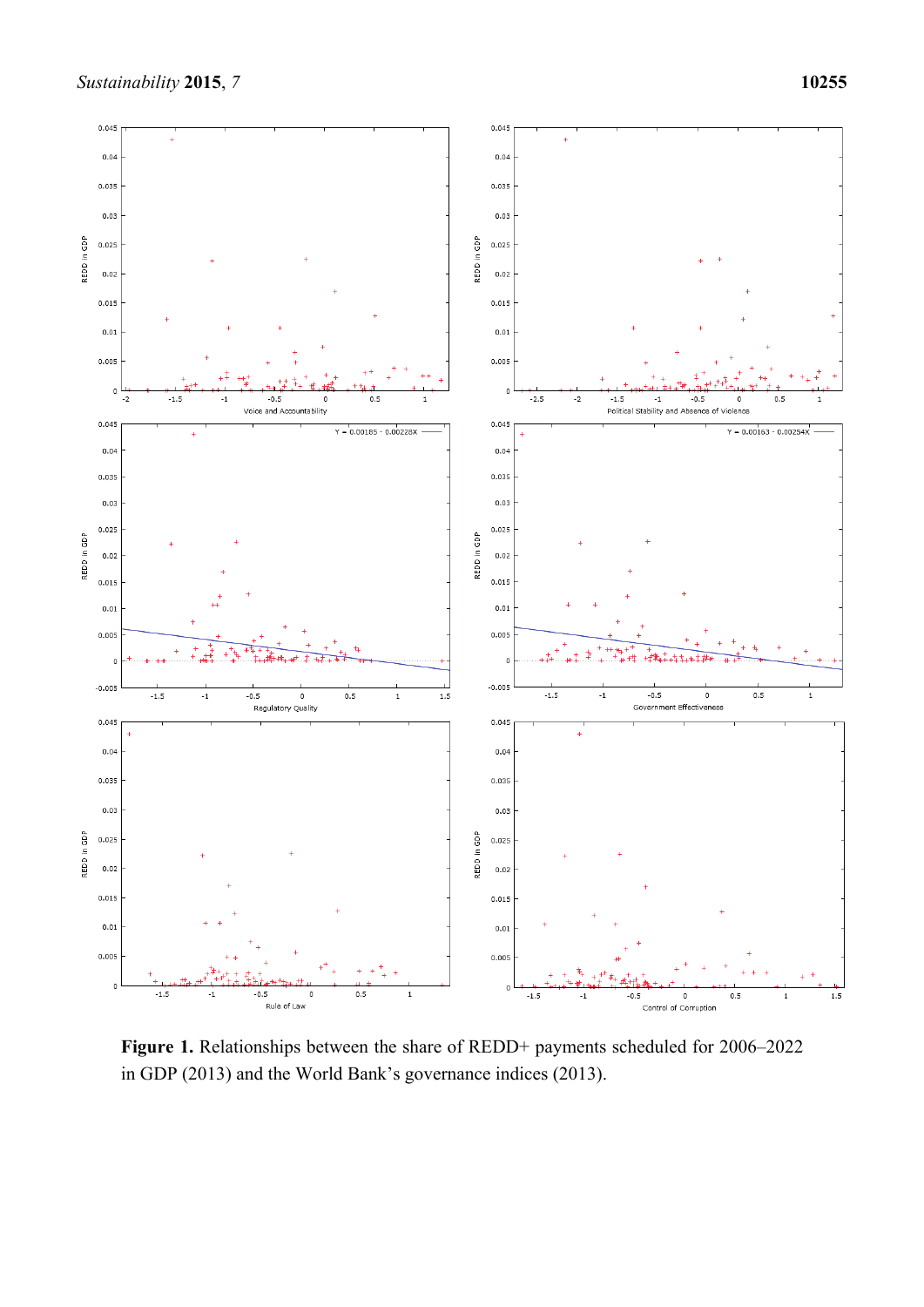**Figure 1.** Relationships between the share of REDD+ payments scheduled for 2006–2022 in GDP (2013) and the World Bank's governance indices (2013).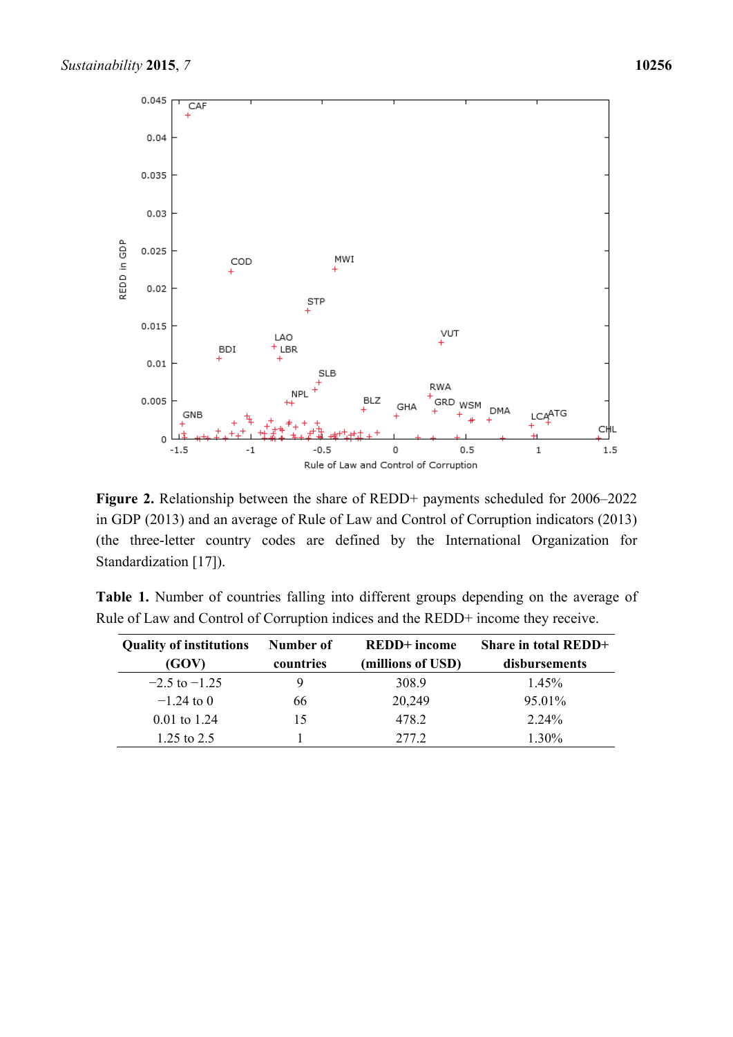**Figure 2.** Relationship between the share of REDD+ payments scheduled for 2006–2022 in GDP (2013) and an average of Rule of Law and Control of Corruption indicators (2013) (the three-letter country codes are defined by the International Organization for Standardization [17]).

**Table 1.** Number of countries falling into different groups depending on the average of Rule of Law and Control of Corruption indices and the REDD+ income they receive.

| Quality of institutions (GOV) | Number of countries | REDD+ income (millions of USD) | Share in total REDD+ disbursements |
| --- | --- | --- | --- |
| −2.5 to −1.25 | 9 | 308.9 | 1.45% |
| −1.24 to 0 | 66 | 20,249 | 95.01% |
| 0.01 to 1.24 | 15 | 478.2 | 2.24% |
| 1.25 to 2.5 | 1 | 277.2 | 1.30% |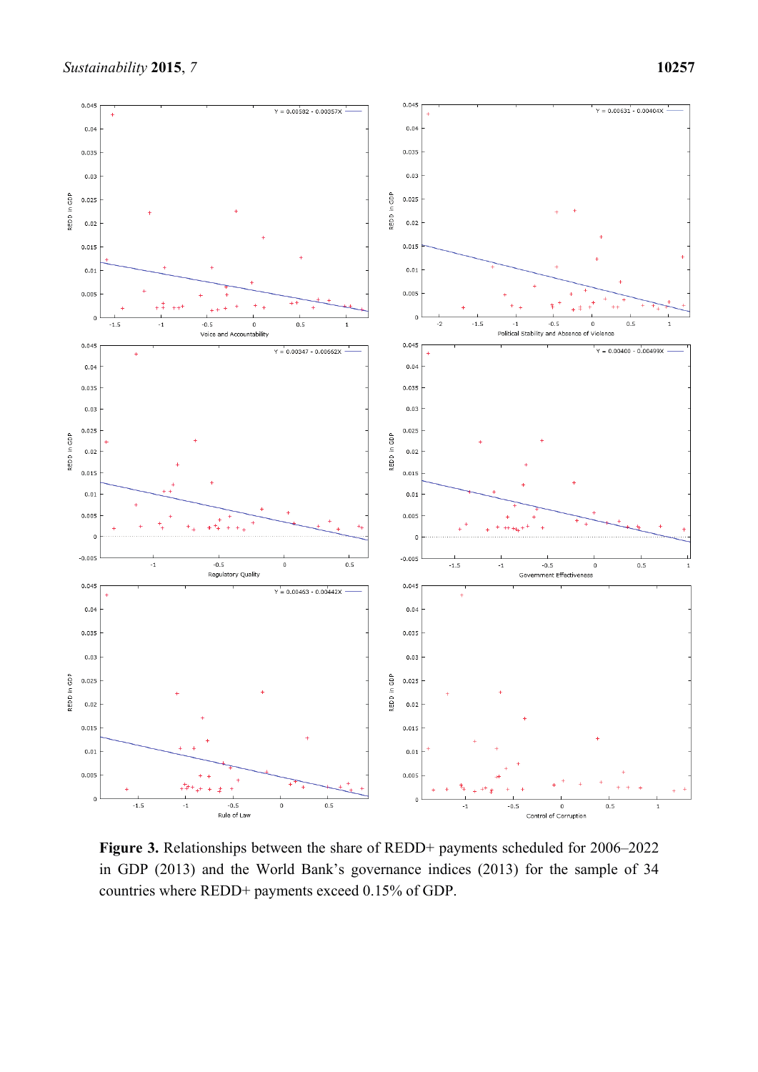**Figure 3.** Relationships between the share of REDD+ payments scheduled for 2006–2022 in GDP (2013) and the World Bank's governance indices (2013) for the sample of 34 countries where REDD+ payments exceed 0.15% of GDP.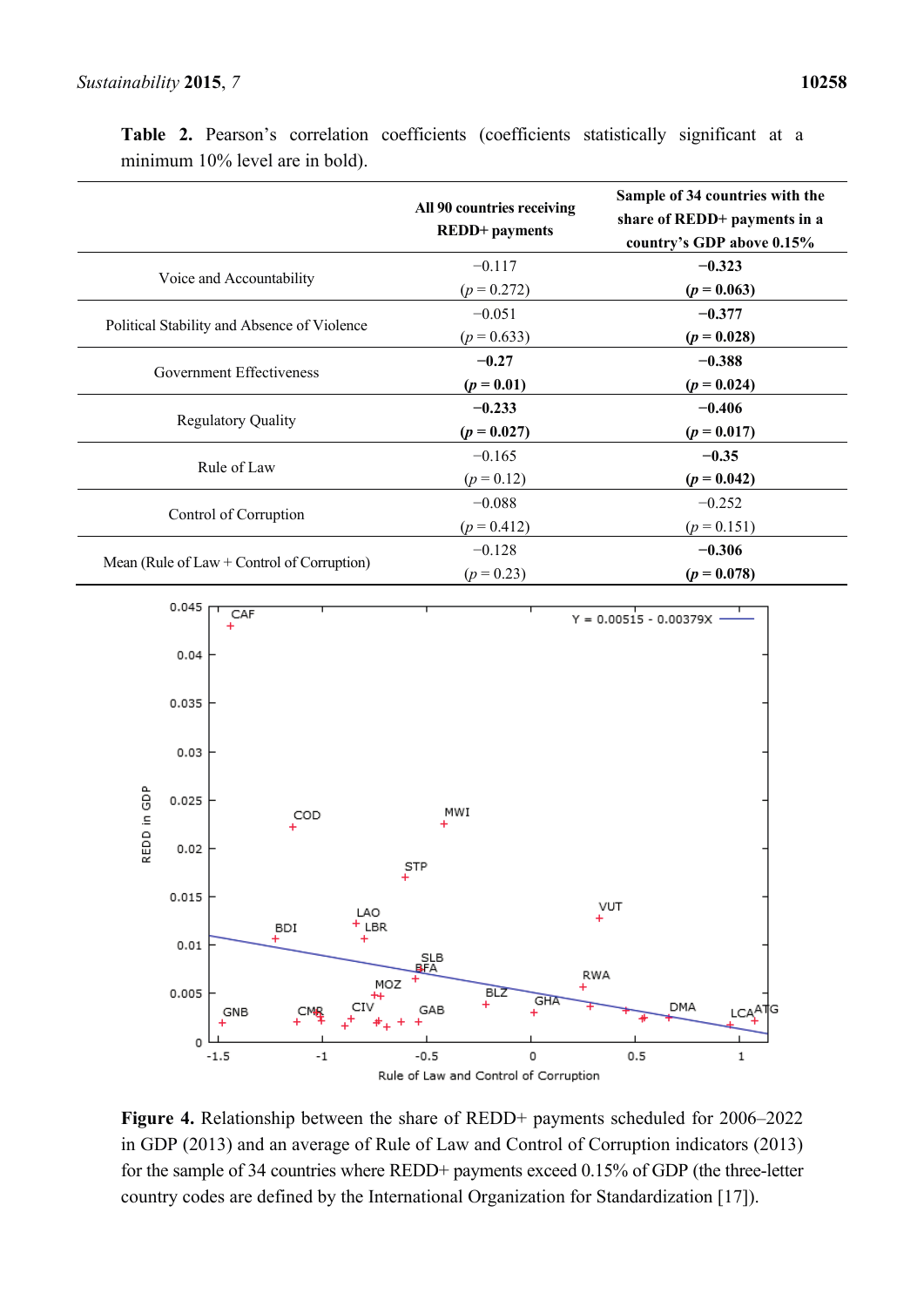**Table 2.** Pearson's correlation coefficients (coefficients statistically significant at a minimum 10% level are in bold).

| | All 90 countries receiving REDD+ payments | Sample of 34 countries with the share of REDD+ payments in a country's GDP above 0.15% |
|---|---|---|
| Voice and Accountability | −0.117 ($p$ = 0.272) | **−0.323 ($p$ = 0.063)** |
| Political Stability and Absence of Violence | −0.051 ($p$ = 0.633) | **−0.377 ($p$ = 0.028)** |
| Government Effectiveness | **−0.27 ($p$ = 0.01)** | **−0.388 ($p$ = 0.024)** |
| Regulatory Quality | **−0.233 ($p$ = 0.027)** | **−0.406 ($p$ = 0.017)** |
| Rule of Law | −0.165 ($p$ = 0.12) | **−0.35 ($p$ = 0.042)** |
| Control of Corruption | −0.088 ($p$ = 0.412) | −0.252 ($p$ = 0.151) |
| Mean (Rule of Law + Control of Corruption) | −0.128 ($p$ = 0.23) | **−0.306 ($p$ = 0.078)** |

**Figure 4.** Relationship between the share of REDD+ payments scheduled for 2006–2022 in GDP (2013) and an average of Rule of Law and Control of Corruption indicators (2013) for the sample of 34 countries where REDD+ payments exceed 0.15% of GDP (the three-letter country codes are defined by the International Organization for Standardization [17]).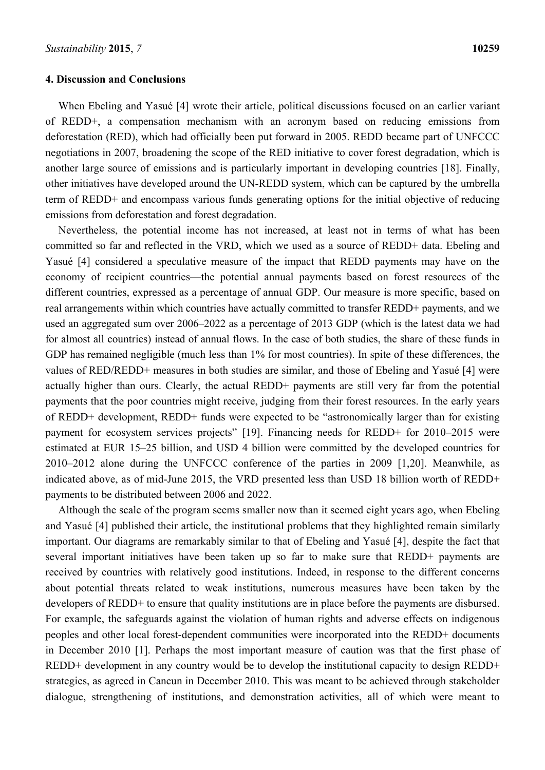## 4. Discussion and Conclusions

When Ebeling and Yasué [4] wrote their article, political discussions focused on an earlier variant of REDD+, a compensation mechanism with an acronym based on reducing emissions from deforestation (RED), which had officially been put forward in 2005. REDD became part of UNFCCC negotiations in 2007, broadening the scope of the RED initiative to cover forest degradation, which is another large source of emissions and is particularly important in developing countries [18]. Finally, other initiatives have developed around the UN-REDD system, which can be captured by the umbrella term of REDD+ and encompass various funds generating options for the initial objective of reducing emissions from deforestation and forest degradation.

Nevertheless, the potential income has not increased, at least not in terms of what has been committed so far and reflected in the VRD, which we used as a source of REDD+ data. Ebeling and Yasué [4] considered a speculative measure of the impact that REDD payments may have on the economy of recipient countries—the potential annual payments based on forest resources of the different countries, expressed as a percentage of annual GDP. Our measure is more specific, based on real arrangements within which countries have actually committed to transfer REDD+ payments, and we used an aggregated sum over 2006–2022 as a percentage of 2013 GDP (which is the latest data we had for almost all countries) instead of annual flows. In the case of both studies, the share of these funds in GDP has remained negligible (much less than 1% for most countries). In spite of these differences, the values of RED/REDD+ measures in both studies are similar, and those of Ebeling and Yasué [4] were actually higher than ours. Clearly, the actual REDD+ payments are still very far from the potential payments that the poor countries might receive, judging from their forest resources. In the early years of REDD+ development, REDD+ funds were expected to be "astronomically larger than for existing payment for ecosystem services projects" [19]. Financing needs for REDD+ for 2010–2015 were estimated at EUR 15–25 billion, and USD 4 billion were committed by the developed countries for 2010–2012 alone during the UNFCCC conference of the parties in 2009 [1,20]. Meanwhile, as indicated above, as of mid-June 2015, the VRD presented less than USD 18 billion worth of REDD+ payments to be distributed between 2006 and 2022.

Although the scale of the program seems smaller now than it seemed eight years ago, when Ebeling and Yasué [4] published their article, the institutional problems that they highlighted remain similarly important. Our diagrams are remarkably similar to that of Ebeling and Yasué [4], despite the fact that several important initiatives have been taken up so far to make sure that REDD+ payments are received by countries with relatively good institutions. Indeed, in response to the different concerns about potential threats related to weak institutions, numerous measures have been taken by the developers of REDD+ to ensure that quality institutions are in place before the payments are disbursed. For example, the safeguards against the violation of human rights and adverse effects on indigenous peoples and other local forest-dependent communities were incorporated into the REDD+ documents in December 2010 [1]. Perhaps the most important measure of caution was that the first phase of REDD+ development in any country would be to develop the institutional capacity to design REDD+ strategies, as agreed in Cancun in December 2010. This was meant to be achieved through stakeholder dialogue, strengthening of institutions, and demonstration activities, all of which were meant to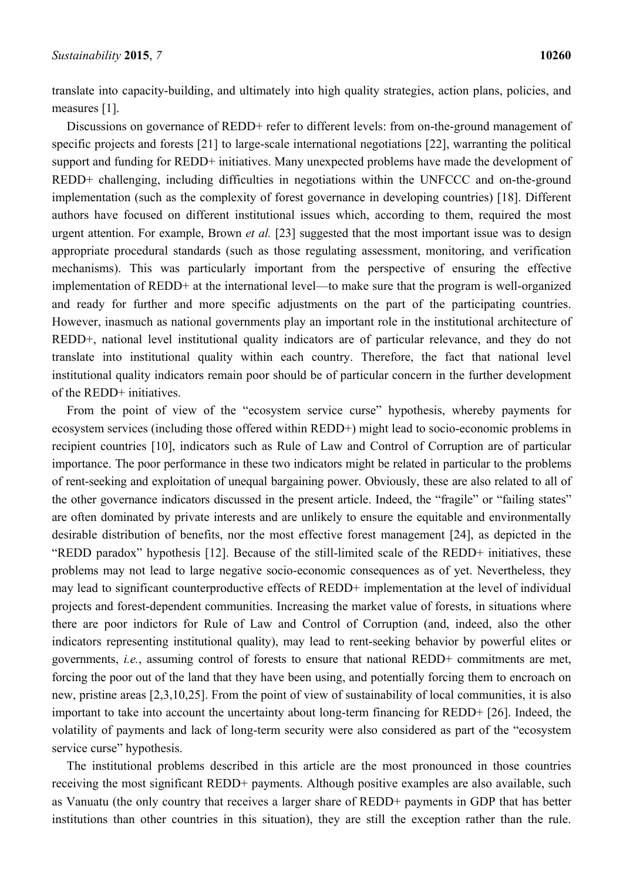translate into capacity-building, and ultimately into high quality strategies, action plans, policies, and measures [1].

Discussions on governance of REDD+ refer to different levels: from on-the-ground management of specific projects and forests [21] to large-scale international negotiations [22], warranting the political support and funding for REDD+ initiatives. Many unexpected problems have made the development of REDD+ challenging, including difficulties in negotiations within the UNFCCC and on-the-ground implementation (such as the complexity of forest governance in developing countries) [18]. Different authors have focused on different institutional issues which, according to them, required the most urgent attention. For example, Brown *et al.* [23] suggested that the most important issue was to design appropriate procedural standards (such as those regulating assessment, monitoring, and verification mechanisms). This was particularly important from the perspective of ensuring the effective implementation of REDD+ at the international level—to make sure that the program is well-organized and ready for further and more specific adjustments on the part of the participating countries. However, inasmuch as national governments play an important role in the institutional architecture of REDD+, national level institutional quality indicators are of particular relevance, and they do not translate into institutional quality within each country. Therefore, the fact that national level institutional quality indicators remain poor should be of particular concern in the further development of the REDD+ initiatives.

From the point of view of the "ecosystem service curse" hypothesis, whereby payments for ecosystem services (including those offered within REDD+) might lead to socio-economic problems in recipient countries [10], indicators such as Rule of Law and Control of Corruption are of particular importance. The poor performance in these two indicators might be related in particular to the problems of rent-seeking and exploitation of unequal bargaining power. Obviously, these are also related to all of the other governance indicators discussed in the present article. Indeed, the "fragile" or "failing states" are often dominated by private interests and are unlikely to ensure the equitable and environmentally desirable distribution of benefits, nor the most effective forest management [24], as depicted in the "REDD paradox" hypothesis [12]. Because of the still-limited scale of the REDD+ initiatives, these problems may not lead to large negative socio-economic consequences as of yet. Nevertheless, they may lead to significant counterproductive effects of REDD+ implementation at the level of individual projects and forest-dependent communities. Increasing the market value of forests, in situations where there are poor indictors for Rule of Law and Control of Corruption (and, indeed, also the other indicators representing institutional quality), may lead to rent-seeking behavior by powerful elites or governments, *i.e.*, assuming control of forests to ensure that national REDD+ commitments are met, forcing the poor out of the land that they have been using, and potentially forcing them to encroach on new, pristine areas [2,3,10,25]. From the point of view of sustainability of local communities, it is also important to take into account the uncertainty about long-term financing for REDD+ [26]. Indeed, the volatility of payments and lack of long-term security were also considered as part of the "ecosystem service curse" hypothesis.

The institutional problems described in this article are the most pronounced in those countries receiving the most significant REDD+ payments. Although positive examples are also available, such as Vanuatu (the only country that receives a larger share of REDD+ payments in GDP that has better institutions than other countries in this situation), they are still the exception rather than the rule.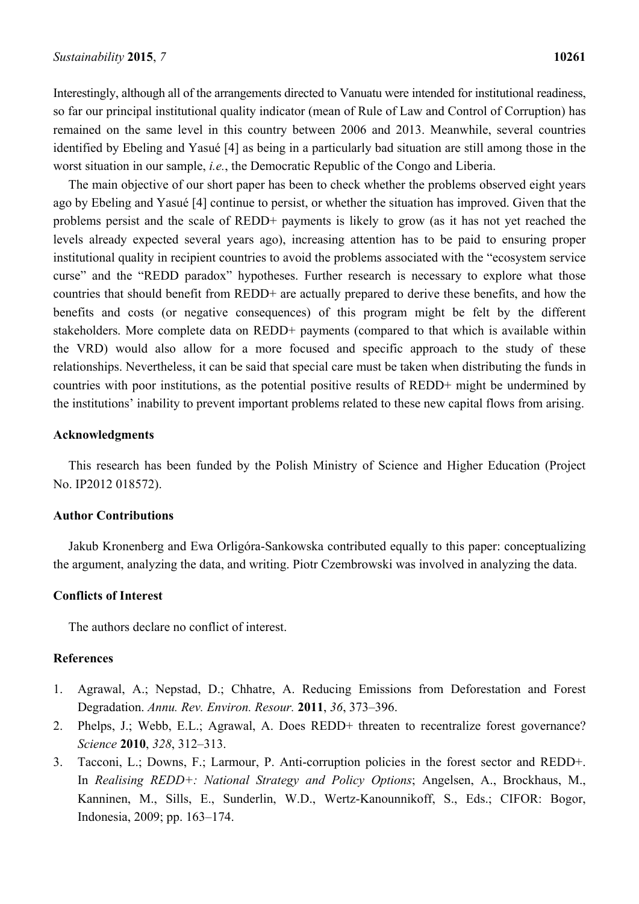Interestingly, although all of the arrangements directed to Vanuatu were intended for institutional readiness, so far our principal institutional quality indicator (mean of Rule of Law and Control of Corruption) has remained on the same level in this country between 2006 and 2013. Meanwhile, several countries identified by Ebeling and Yasué [4] as being in a particularly bad situation are still among those in the worst situation in our sample, *i.e.*, the Democratic Republic of the Congo and Liberia.

The main objective of our short paper has been to check whether the problems observed eight years ago by Ebeling and Yasué [4] continue to persist, or whether the situation has improved. Given that the problems persist and the scale of REDD+ payments is likely to grow (as it has not yet reached the levels already expected several years ago), increasing attention has to be paid to ensuring proper institutional quality in recipient countries to avoid the problems associated with the "ecosystem service curse" and the "REDD paradox" hypotheses. Further research is necessary to explore what those countries that should benefit from REDD+ are actually prepared to derive these benefits, and how the benefits and costs (or negative consequences) of this program might be felt by the different stakeholders. More complete data on REDD+ payments (compared to that which is available within the VRD) would also allow for a more focused and specific approach to the study of these relationships. Nevertheless, it can be said that special care must be taken when distributing the funds in countries with poor institutions, as the potential positive results of REDD+ might be undermined by the institutions' inability to prevent important problems related to these new capital flows from arising.

## Acknowledgments

This research has been funded by the Polish Ministry of Science and Higher Education (Project No. IP2012 018572).

## Author Contributions

Jakub Kronenberg and Ewa Orligóra-Sankowska contributed equally to this paper: conceptualizing the argument, analyzing the data, and writing. Piotr Czembrowski was involved in analyzing the data.

## Conflicts of Interest

The authors declare no conflict of interest.

## References

1. Agrawal, A.; Nepstad, D.; Chhatre, A. Reducing Emissions from Deforestation and Forest Degradation. *Annu. Rev. Environ. Resour.* **2011**, *36*, 373–396.
2. Phelps, J.; Webb, E.L.; Agrawal, A. Does REDD+ threaten to recentralize forest governance? *Science* **2010**, *328*, 312–313.
3. Tacconi, L.; Downs, F.; Larmour, P. Anti-corruption policies in the forest sector and REDD+. In *Realising REDD+: National Strategy and Policy Options*; Angelsen, A., Brockhaus, M., Kanninen, M., Sills, E., Sunderlin, W.D., Wertz-Kanounnikoff, S., Eds.; CIFOR: Bogor, Indonesia, 2009; pp. 163–174.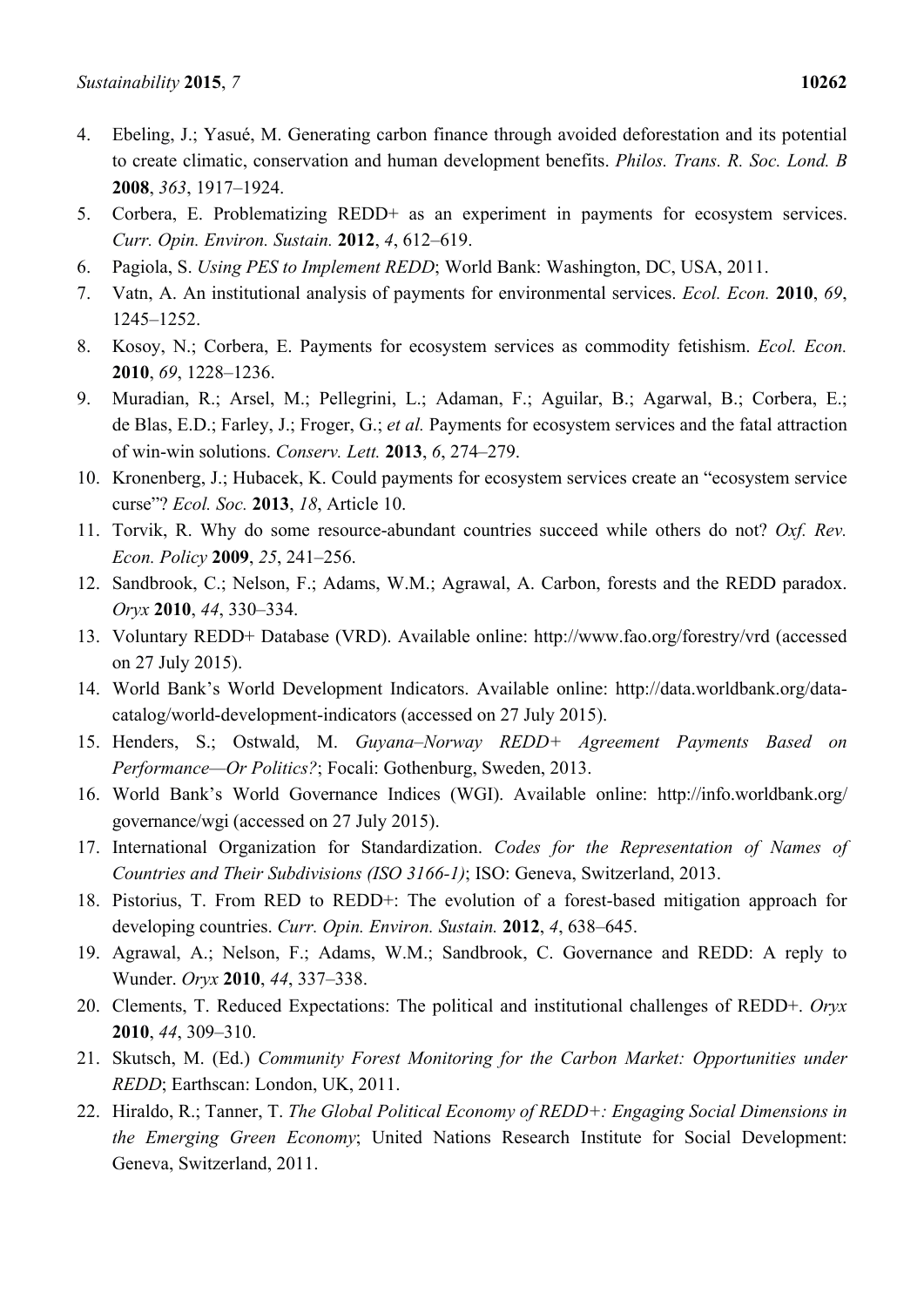4. Ebeling, J.; Yasué, M. Generating carbon finance through avoided deforestation and its potential to create climatic, conservation and human development benefits. *Philos. Trans. R. Soc. Lond. B* **2008**, *363*, 1917–1924.
5. Corbera, E. Problematizing REDD+ as an experiment in payments for ecosystem services. *Curr. Opin. Environ. Sustain.* **2012**, *4*, 612–619.
6. Pagiola, S. *Using PES to Implement REDD*; World Bank: Washington, DC, USA, 2011.
7. Vatn, A. An institutional analysis of payments for environmental services. *Ecol. Econ.* **2010**, *69*, 1245–1252.
8. Kosoy, N.; Corbera, E. Payments for ecosystem services as commodity fetishism. *Ecol. Econ.* **2010**, *69*, 1228–1236.
9. Muradian, R.; Arsel, M.; Pellegrini, L.; Adaman, F.; Aguilar, B.; Agarwal, B.; Corbera, E.; de Blas, E.D.; Farley, J.; Froger, G.; *et al.* Payments for ecosystem services and the fatal attraction of win-win solutions. *Conserv. Lett.* **2013**, *6*, 274–279.
10. Kronenberg, J.; Hubacek, K. Could payments for ecosystem services create an "ecosystem service curse"? *Ecol. Soc.* **2013**, *18*, Article 10.
11. Torvik, R. Why do some resource-abundant countries succeed while others do not? *Oxf. Rev. Econ. Policy* **2009**, *25*, 241–256.
12. Sandbrook, C.; Nelson, F.; Adams, W.M.; Agrawal, A. Carbon, forests and the REDD paradox. *Oryx* **2010**, *44*, 330–334.
13. Voluntary REDD+ Database (VRD). Available online: http://www.fao.org/forestry/vrd (accessed on 27 July 2015).
14. World Bank's World Development Indicators. Available online: http://data.worldbank.org/data-catalog/world-development-indicators (accessed on 27 July 2015).
15. Henders, S.; Ostwald, M. *Guyana–Norway REDD+ Agreement Payments Based on Performance—Or Politics?*; Focali: Gothenburg, Sweden, 2013.
16. World Bank's World Governance Indices (WGI). Available online: http://info.worldbank.org/governance/wgi (accessed on 27 July 2015).
17. International Organization for Standardization. *Codes for the Representation of Names of Countries and Their Subdivisions (ISO 3166-1)*; ISO: Geneva, Switzerland, 2013.
18. Pistorius, T. From RED to REDD+: The evolution of a forest-based mitigation approach for developing countries. *Curr. Opin. Environ. Sustain.* **2012**, *4*, 638–645.
19. Agrawal, A.; Nelson, F.; Adams, W.M.; Sandbrook, C. Governance and REDD: A reply to Wunder. *Oryx* **2010**, *44*, 337–338.
20. Clements, T. Reduced Expectations: The political and institutional challenges of REDD+. *Oryx* **2010**, *44*, 309–310.
21. Skutsch, M. (Ed.) *Community Forest Monitoring for the Carbon Market: Opportunities under REDD*; Earthscan: London, UK, 2011.
22. Hiraldo, R.; Tanner, T. *The Global Political Economy of REDD+: Engaging Social Dimensions in the Emerging Green Economy*; United Nations Research Institute for Social Development: Geneva, Switzerland, 2011.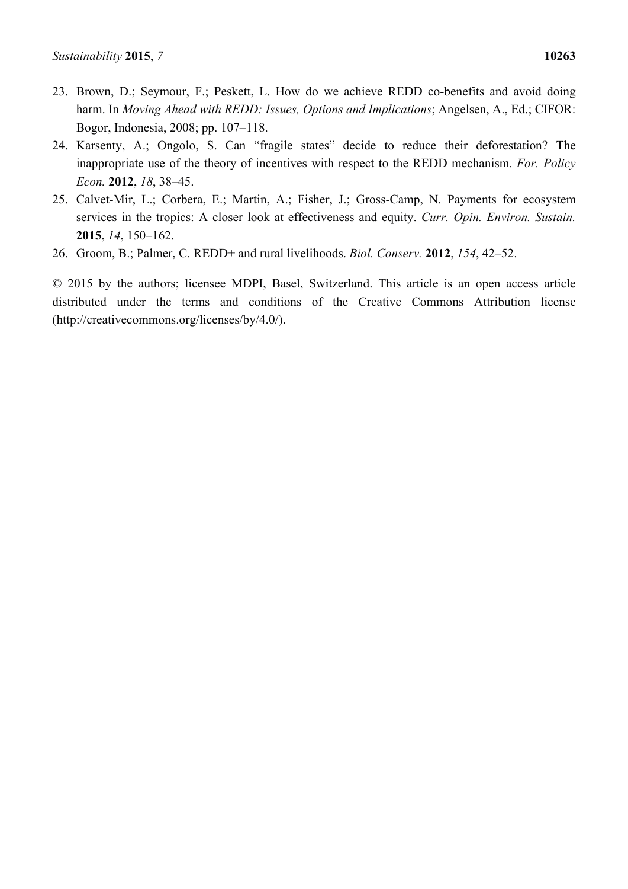23. Brown, D.; Seymour, F.; Peskett, L. How do we achieve REDD co-benefits and avoid doing harm. In *Moving Ahead with REDD: Issues, Options and Implications*; Angelsen, A., Ed.; CIFOR: Bogor, Indonesia, 2008; pp. 107–118.
24. Karsenty, A.; Ongolo, S. Can "fragile states" decide to reduce their deforestation? The inappropriate use of the theory of incentives with respect to the REDD mechanism. *For. Policy Econ.* **2012**, *18*, 38–45.
25. Calvet-Mir, L.; Corbera, E.; Martin, A.; Fisher, J.; Gross-Camp, N. Payments for ecosystem services in the tropics: A closer look at effectiveness and equity. *Curr. Opin. Environ. Sustain.* **2015**, *14*, 150–162.
26. Groom, B.; Palmer, C. REDD+ and rural livelihoods. *Biol. Conserv.* **2012**, *154*, 42–52.

© 2015 by the authors; licensee MDPI, Basel, Switzerland. This article is an open access article distributed under the terms and conditions of the Creative Commons Attribution license (http://creativecommons.org/licenses/by/4.0/).